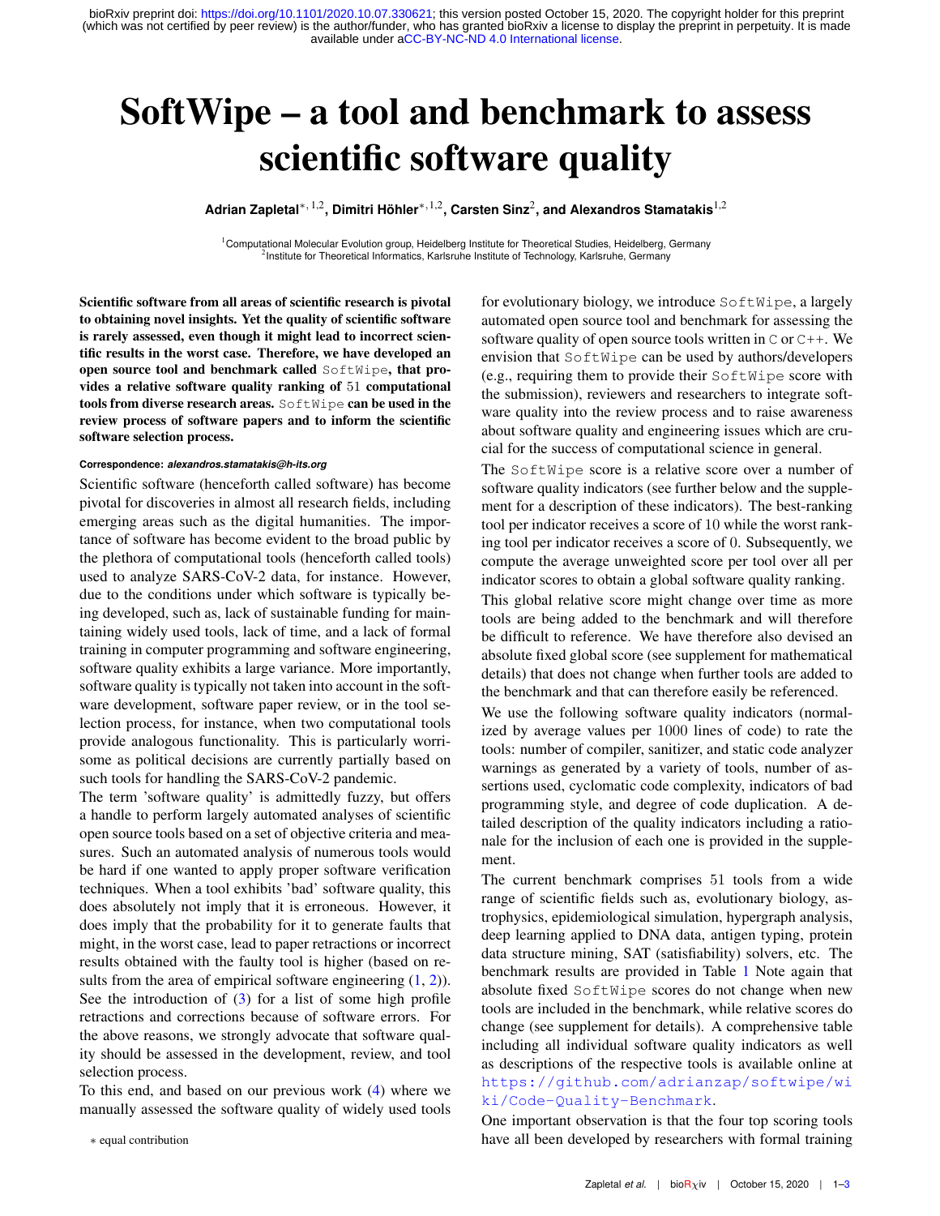# SoftWipe – a tool and benchmark to assess scientific software quality

**Adrian Zapletal**[*,1,2], **Dimitri Höhler**[*,1,2], **Carsten Sinz**[2], **and Alexandros Stamatakis**[1,2]

[1]Computational Molecular Evolution group, Heidelberg Institute for Theoretical Studies, Heidelberg, Germany
[2]Institute for Theoretical Informatics, Karlsruhe Institute of Technology, Karlsruhe, Germany

**Scientific software from all areas of scientific research is pivotal to obtaining novel insights. Yet the quality of scientific software is rarely assessed, even though it might lead to incorrect scientific results in the worst case. Therefore, we have developed an open source tool and benchmark called `SoftWipe`, that provides a relative software quality ranking of 51 computational tools from diverse research areas. `SoftWipe` can be used in the review process of software papers and to inform the scientific software selection process.**

**Correspondence:** ***alexandros.stamatakis@h-its.org***

Scientific software (henceforth called software) has become pivotal for discoveries in almost all research fields, including emerging areas such as the digital humanities. The importance of software has become evident to the broad public by the plethora of computational tools (henceforth called tools) used to analyze SARS-CoV-2 data, for instance. However, due to the conditions under which software is typically being developed, such as, lack of sustainable funding for maintaining widely used tools, lack of time, and a lack of formal training in computer programming and software engineering, software quality exhibits a large variance. More importantly, software quality is typically not taken into account in the software development, software paper review, or in the tool selection process, for instance, when two computational tools provide analogous functionality. This is particularly worrisome as political decisions are currently partially based on such tools for handling the SARS-CoV-2 pandemic.

The term 'software quality' is admittedly fuzzy, but offers a handle to perform largely automated analyses of scientific open source tools based on a set of objective criteria and measures. Such an automated analysis of numerous tools would be hard if one wanted to apply proper software verification techniques. When a tool exhibits 'bad' software quality, this does absolutely not imply that it is erroneous. However, it does imply that the probability for it to generate faults that might, in the worst case, lead to paper retractions or incorrect results obtained with the faulty tool is higher (based on results from the area of empirical software engineering (1, 2)). See the introduction of (3) for a list of some high profile retractions and corrections because of software errors. For the above reasons, we strongly advocate that software quality should be assessed in the development, review, and tool selection process.

To this end, and based on our previous work (4) where we manually assessed the software quality of widely used tools for evolutionary biology, we introduce `SoftWipe`, a largely automated open source tool and benchmark for assessing the software quality of open source tools written in `C` or `C++`. We envision that `SoftWipe` can be used by authors/developers (e.g., requiring them to provide their `SoftWipe` score with the submission), reviewers and researchers to integrate software quality into the review process and to raise awareness about software quality and engineering issues which are crucial for the success of computational science in general.

The `SoftWipe` score is a relative score over a number of software quality indicators (see further below and the supplement for a description of these indicators). The best-ranking tool per indicator receives a score of 10 while the worst ranking tool per indicator receives a score of 0. Subsequently, we compute the average unweighted score per tool over all per indicator scores to obtain a global software quality ranking.

This global relative score might change over time as more tools are being added to the benchmark and will therefore be difficult to reference. We have therefore also devised an absolute fixed global score (see supplement for mathematical details) that does not change when further tools are added to the benchmark and that can therefore easily be referenced.

We use the following software quality indicators (normalized by average values per 1000 lines of code) to rate the tools: number of compiler, sanitizer, and static code analyzer warnings as generated by a variety of tools, number of assertions used, cyclomatic code complexity, indicators of bad programming style, and degree of code duplication. A detailed description of the quality indicators including a rationale for the inclusion of each one is provided in the supplement.

The current benchmark comprises 51 tools from a wide range of scientific fields such as, evolutionary biology, astrophysics, epidemiological simulation, hypergraph analysis, deep learning applied to DNA data, antigen typing, protein data structure mining, SAT (satisfiability) solvers, etc. The benchmark results are provided in Table 1 Note again that absolute fixed `SoftWipe` scores do not change when new tools are included in the benchmark, while relative scores do change (see supplement for details). A comprehensive table including all individual software quality indicators as well as descriptions of the respective tools is available online at https://github.com/adrianzap/softwipe/wiki/Code-Quality-Benchmark.

One important observation is that the four top scoring tools have all been developed by researchers with formal training

∗ equal contribution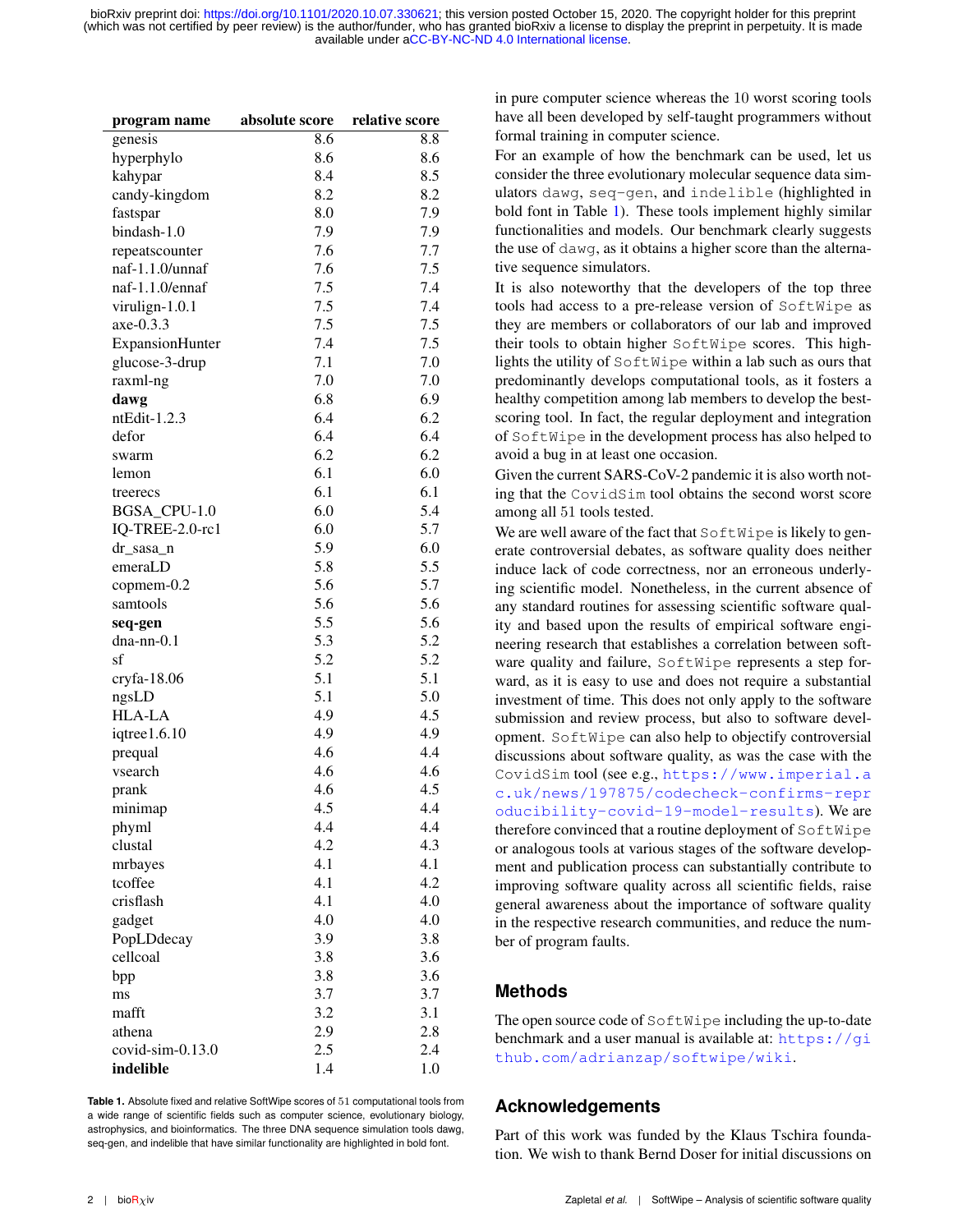| program name | absolute score | relative score |
|---|---|---|
| genesis | 8.6 | 8.8 |
| hyperphylo | 8.6 | 8.6 |
| kahypar | 8.4 | 8.5 |
| candy-kingdom | 8.2 | 8.2 |
| fastspar | 8.0 | 7.9 |
| bindash-1.0 | 7.9 | 7.9 |
| repeatscounter | 7.6 | 7.7 |
| naf-1.1.0/unnaf | 7.6 | 7.5 |
| naf-1.1.0/ennaf | 7.5 | 7.4 |
| virulign-1.0.1 | 7.5 | 7.4 |
| axe-0.3.3 | 7.5 | 7.5 |
| ExpansionHunter | 7.4 | 7.5 |
| glucose-3-drup | 7.1 | 7.0 |
| raxml-ng | 7.0 | 7.0 |
| **dawg** | 6.8 | 6.9 |
| ntEdit-1.2.3 | 6.4 | 6.2 |
| defor | 6.4 | 6.4 |
| swarm | 6.2 | 6.2 |
| lemon | 6.1 | 6.0 |
| treerecs | 6.1 | 6.1 |
| BGSA_CPU-1.0 | 6.0 | 5.4 |
| IQ-TREE-2.0-rc1 | 6.0 | 5.7 |
| dr_sasa_n | 5.9 | 6.0 |
| emeraLD | 5.8 | 5.5 |
| copmem-0.2 | 5.6 | 5.7 |
| samtools | 5.6 | 5.6 |
| **seq-gen** | 5.5 | 5.6 |
| dna-nn-0.1 | 5.3 | 5.2 |
| sf | 5.2 | 5.2 |
| cryfa-18.06 | 5.1 | 5.1 |
| ngsLD | 5.1 | 5.0 |
| HLA-LA | 4.9 | 4.5 |
| iqtree1.6.10 | 4.9 | 4.9 |
| prequal | 4.6 | 4.4 |
| vsearch | 4.6 | 4.6 |
| prank | 4.6 | 4.5 |
| minimap | 4.5 | 4.4 |
| phyml | 4.4 | 4.4 |
| clustal | 4.2 | 4.3 |
| mrbayes | 4.1 | 4.1 |
| tcoffee | 4.1 | 4.2 |
| crisflash | 4.1 | 4.0 |
| gadget | 4.0 | 4.0 |
| PopLDdecay | 3.9 | 3.8 |
| cellcoal | 3.8 | 3.6 |
| bpp | 3.8 | 3.6 |
| ms | 3.7 | 3.7 |
| mafft | 3.2 | 3.1 |
| athena | 2.9 | 2.8 |
| covid-sim-0.13.0 | 2.5 | 2.4 |
| **indelible** | 1.4 | 1.0 |

**Table 1.** Absolute fixed and relative SoftWipe scores of 51 computational tools from a wide range of scientific fields such as computer science, evolutionary biology, astrophysics, and bioinformatics. The three DNA sequence simulation tools dawg, seq-gen, and indelible that have similar functionality are highlighted in bold font.

in pure computer science whereas the 10 worst scoring tools have all been developed by self-taught programmers without formal training in computer science.

For an example of how the benchmark can be used, let us consider the three evolutionary molecular sequence data simulators `dawg`, `seq-gen`, and `indelible` (highlighted in bold font in Table 1). These tools implement highly similar functionalities and models. Our benchmark clearly suggests the use of `dawg`, as it obtains a higher score than the alternative sequence simulators.

It is also noteworthy that the developers of the top three tools had access to a pre-release version of `SoftWipe` as they are members or collaborators of our lab and improved their tools to obtain higher `SoftWipe` scores. This highlights the utility of `SoftWipe` within a lab such as ours that predominantly develops computational tools, as it fosters a healthy competition among lab members to develop the best-scoring tool. In fact, the regular deployment and integration of `SoftWipe` in the development process has also helped to avoid a bug in at least one occasion.

Given the current SARS-CoV-2 pandemic it is also worth noting that the `CovidSim` tool obtains the second worst score among all 51 tools tested.

We are well aware of the fact that `SoftWipe` is likely to generate controversial debates, as software quality does neither induce lack of code correctness, nor an erroneous underlying scientific model. Nonetheless, in the current absence of any standard routines for assessing scientific software quality and based upon the results of empirical software engineering research that establishes a correlation between software quality and failure, `SoftWipe` represents a step forward, as it is easy to use and does not require a substantial investment of time. This does not only apply to the software submission and review process, but also to software development. `SoftWipe` can also help to objectify controversial discussions about software quality, as was the case with the `CovidSim` tool (see e.g., https://www.imperial.ac.uk/news/197875/codecheck-confirms-reproducibility-covid-19-model-results). We are therefore convinced that a routine deployment of `SoftWipe` or analogous tools at various stages of the software development and publication process can substantially contribute to improving software quality across all scientific fields, raise general awareness about the importance of software quality in the respective research communities, and reduce the number of program faults.

## Methods

The open source code of `SoftWipe` including the up-to-date benchmark and a user manual is available at: https://github.com/adrianzap/softwipe/wiki.

## Acknowledgements

Part of this work was funded by the Klaus Tschira foundation. We wish to thank Bernd Doser for initial discussions on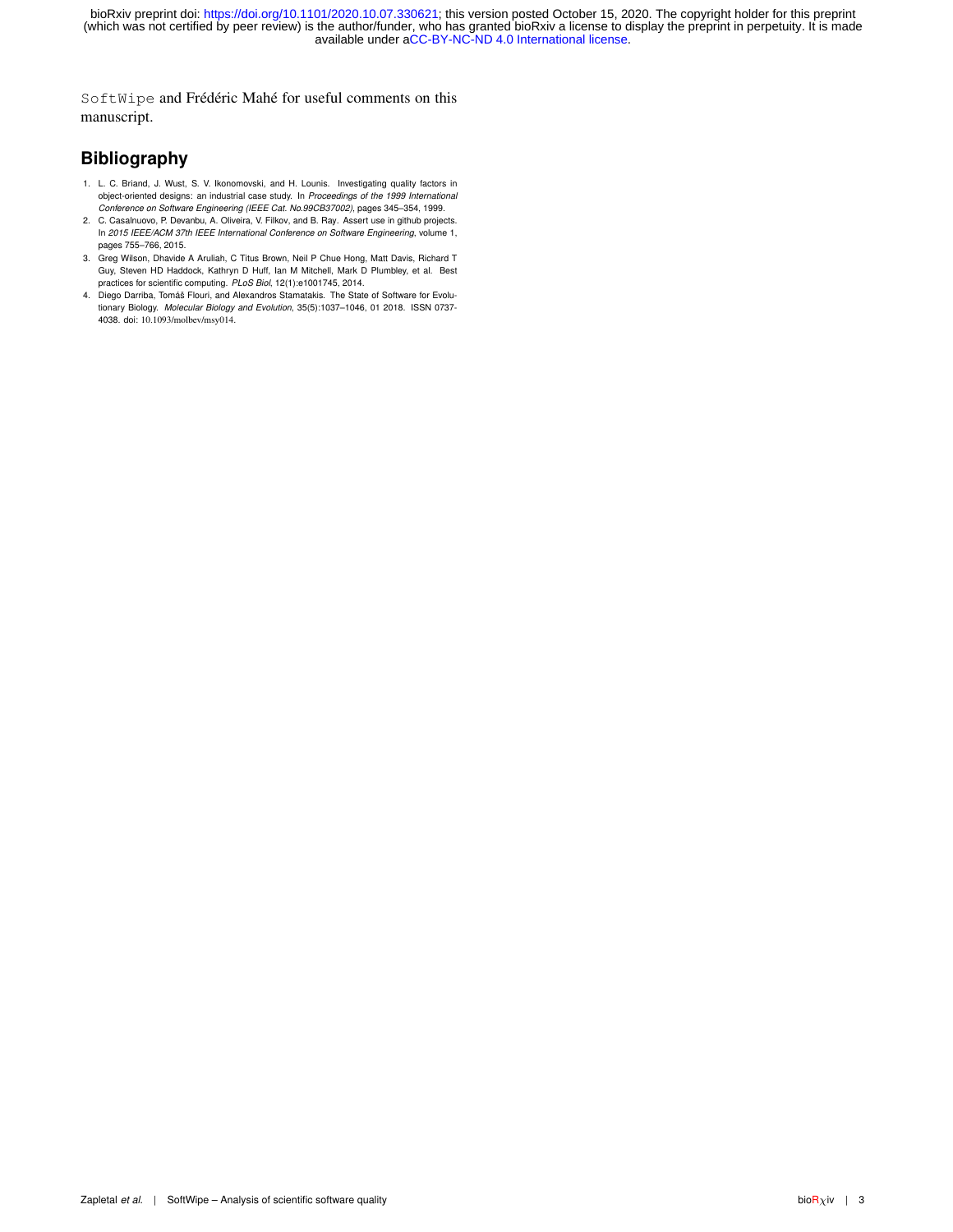SoftWipe and Frédéric Mahé for useful comments on this manuscript.

## Bibliography

1. L. C. Briand, J. Wust, S. V. Ikonomovski, and H. Lounis. Investigating quality factors in object-oriented designs: an industrial case study. In *Proceedings of the 1999 International Conference on Software Engineering (IEEE Cat. No.99CB37002)*, pages 345–354, 1999.
2. C. Casalnuovo, P. Devanbu, A. Oliveira, V. Filkov, and B. Ray. Assert use in github projects. In *2015 IEEE/ACM 37th IEEE International Conference on Software Engineering*, volume 1, pages 755–766, 2015.
3. Greg Wilson, Dhavide A Aruliah, C Titus Brown, Neil P Chue Hong, Matt Davis, Richard T Guy, Steven HD Haddock, Kathryn D Huff, Ian M Mitchell, Mark D Plumbley, et al. Best practices for scientific computing. *PLoS Biol*, 12(1):e1001745, 2014.
4. Diego Darriba, Tomáš Flouri, and Alexandros Stamatakis. The State of Software for Evolutionary Biology. *Molecular Biology and Evolution*, 35(5):1037–1046, 01 2018. ISSN 0737-4038. doi: 10.1093/molbev/msy014.